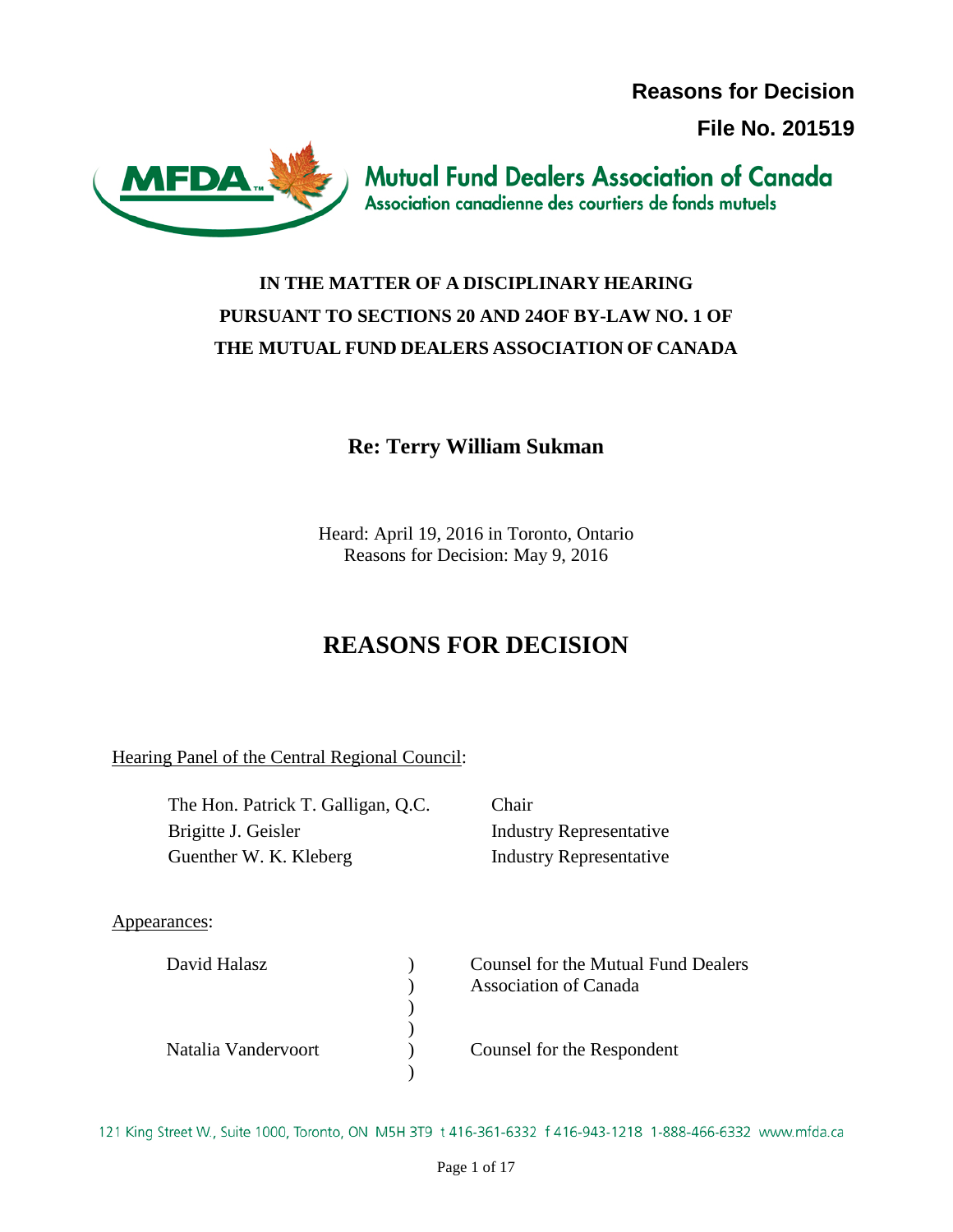**Reasons for Decision**

**File No. 201519**

Mutual Fund Dealers Association of Canada
Association canadienne des courtiers de fonds mutuels

**IN THE MATTER OF A DISCIPLINARY HEARING PURSUANT TO SECTIONS 20 AND 24OF BY-LAW NO. 1 OF THE MUTUAL FUND DEALERS ASSOCIATION OF CANADA**

**Re: Terry William Sukman**

Heard: April 19, 2016 in Toronto, Ontario
Reasons for Decision: May 9, 2016

# REASONS FOR DECISION

Hearing Panel of the Central Regional Council:

| | |
|---|---|
| The Hon. Patrick T. Galligan, Q.C. | Chair |
| Brigitte J. Geisler | Industry Representative |
| Guenther W. K. Kleberg | Industry Representative |

Appearances:

| | |
|---|---|
| David Halasz | Counsel for the Mutual Fund Dealers Association of Canada |
| Natalia Vandervoort | Counsel for the Respondent |

121 King Street W., Suite 1000, Toronto, ON M5H 3T9 t 416-361-6332 f 416-943-1218 1-888-466-6332 www.mfda.ca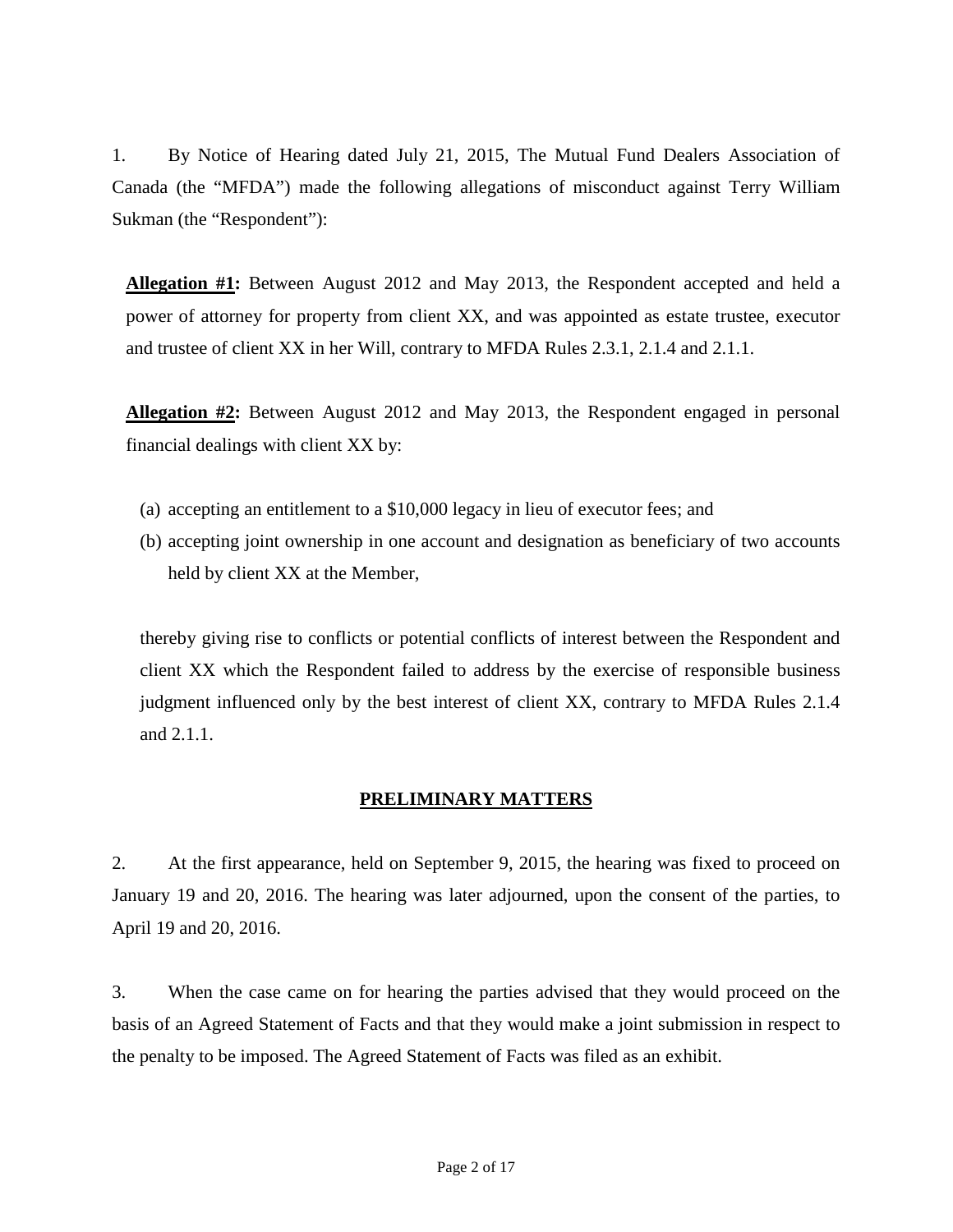1. By Notice of Hearing dated July 21, 2015, The Mutual Fund Dealers Association of Canada (the "MFDA") made the following allegations of misconduct against Terry William Sukman (the "Respondent"):

> **Allegation #1:** Between August 2012 and May 2013, the Respondent accepted and held a power of attorney for property from client XX, and was appointed as estate trustee, executor and trustee of client XX in her Will, contrary to MFDA Rules 2.3.1, 2.1.4 and 2.1.1.
>
> **Allegation #2:** Between August 2012 and May 2013, the Respondent engaged in personal financial dealings with client XX by:
>
> (a) accepting an entitlement to a $10,000 legacy in lieu of executor fees; and
>
> (b) accepting joint ownership in one account and designation as beneficiary of two accounts held by client XX at the Member,
>
> thereby giving rise to conflicts or potential conflicts of interest between the Respondent and client XX which the Respondent failed to address by the exercise of responsible business judgment influenced only by the best interest of client XX, contrary to MFDA Rules 2.1.4 and 2.1.1.

## PRELIMINARY MATTERS

2. At the first appearance, held on September 9, 2015, the hearing was fixed to proceed on January 19 and 20, 2016. The hearing was later adjourned, upon the consent of the parties, to April 19 and 20, 2016.

3. When the case came on for hearing the parties advised that they would proceed on the basis of an Agreed Statement of Facts and that they would make a joint submission in respect to the penalty to be imposed. The Agreed Statement of Facts was filed as an exhibit.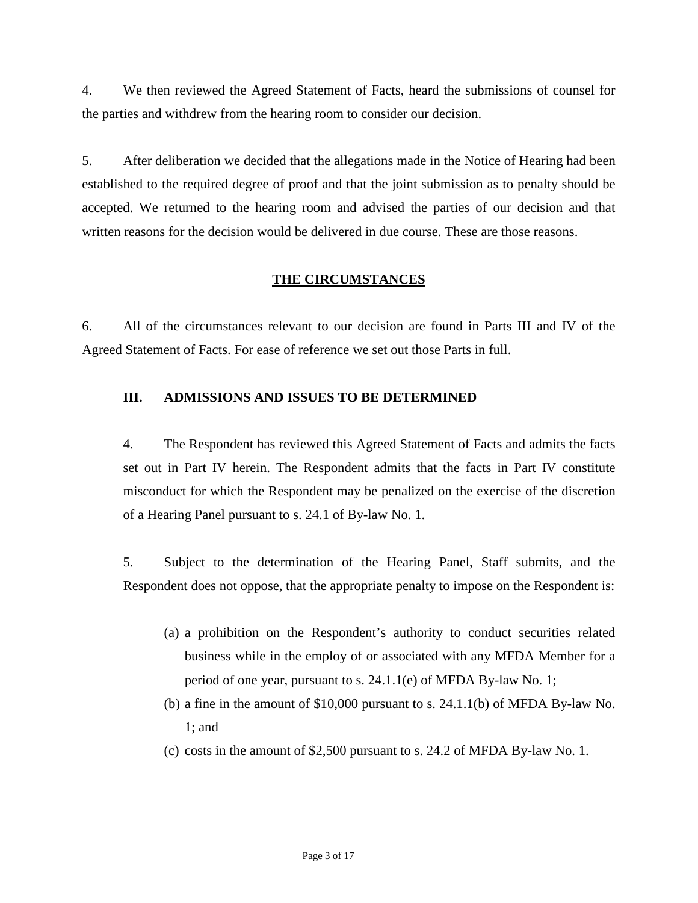4. We then reviewed the Agreed Statement of Facts, heard the submissions of counsel for the parties and withdrew from the hearing room to consider our decision.

5. After deliberation we decided that the allegations made in the Notice of Hearing had been established to the required degree of proof and that the joint submission as to penalty should be accepted. We returned to the hearing room and advised the parties of our decision and that written reasons for the decision would be delivered in due course. These are those reasons.

## THE CIRCUMSTANCES

6. All of the circumstances relevant to our decision are found in Parts III and IV of the Agreed Statement of Facts. For ease of reference we set out those Parts in full.

> **III. ADMISSIONS AND ISSUES TO BE DETERMINED**
>
> 4. The Respondent has reviewed this Agreed Statement of Facts and admits the facts set out in Part IV herein. The Respondent admits that the facts in Part IV constitute misconduct for which the Respondent may be penalized on the exercise of the discretion of a Hearing Panel pursuant to s. 24.1 of By-law No. 1.
>
> 5. Subject to the determination of the Hearing Panel, Staff submits, and the Respondent does not oppose, that the appropriate penalty to impose on the Respondent is:
>
> (a) a prohibition on the Respondent's authority to conduct securities related business while in the employ of or associated with any MFDA Member for a period of one year, pursuant to s. 24.1.1(e) of MFDA By-law No. 1;
>
> (b) a fine in the amount of $10,000 pursuant to s. 24.1.1(b) of MFDA By-law No. 1; and
>
> (c) costs in the amount of $2,500 pursuant to s. 24.2 of MFDA By-law No. 1.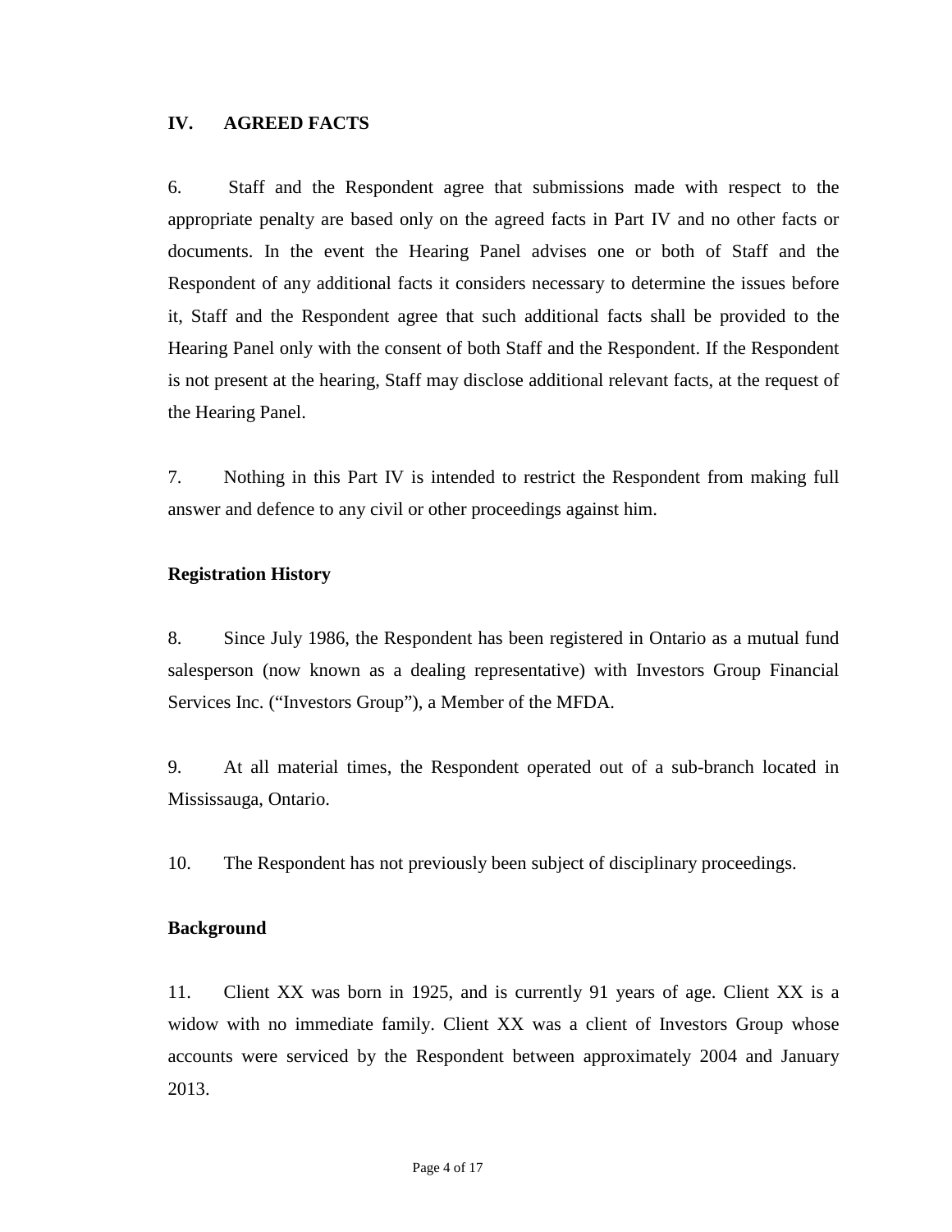## IV. AGREED FACTS

6. Staff and the Respondent agree that submissions made with respect to the appropriate penalty are based only on the agreed facts in Part IV and no other facts or documents. In the event the Hearing Panel advises one or both of Staff and the Respondent of any additional facts it considers necessary to determine the issues before it, Staff and the Respondent agree that such additional facts shall be provided to the Hearing Panel only with the consent of both Staff and the Respondent. If the Respondent is not present at the hearing, Staff may disclose additional relevant facts, at the request of the Hearing Panel.

7. Nothing in this Part IV is intended to restrict the Respondent from making full answer and defence to any civil or other proceedings against him.

### Registration History

8. Since July 1986, the Respondent has been registered in Ontario as a mutual fund salesperson (now known as a dealing representative) with Investors Group Financial Services Inc. ("Investors Group"), a Member of the MFDA.

9. At all material times, the Respondent operated out of a sub-branch located in Mississauga, Ontario.

10. The Respondent has not previously been subject of disciplinary proceedings.

### Background

11. Client XX was born in 1925, and is currently 91 years of age. Client XX is a widow with no immediate family. Client XX was a client of Investors Group whose accounts were serviced by the Respondent between approximately 2004 and January 2013.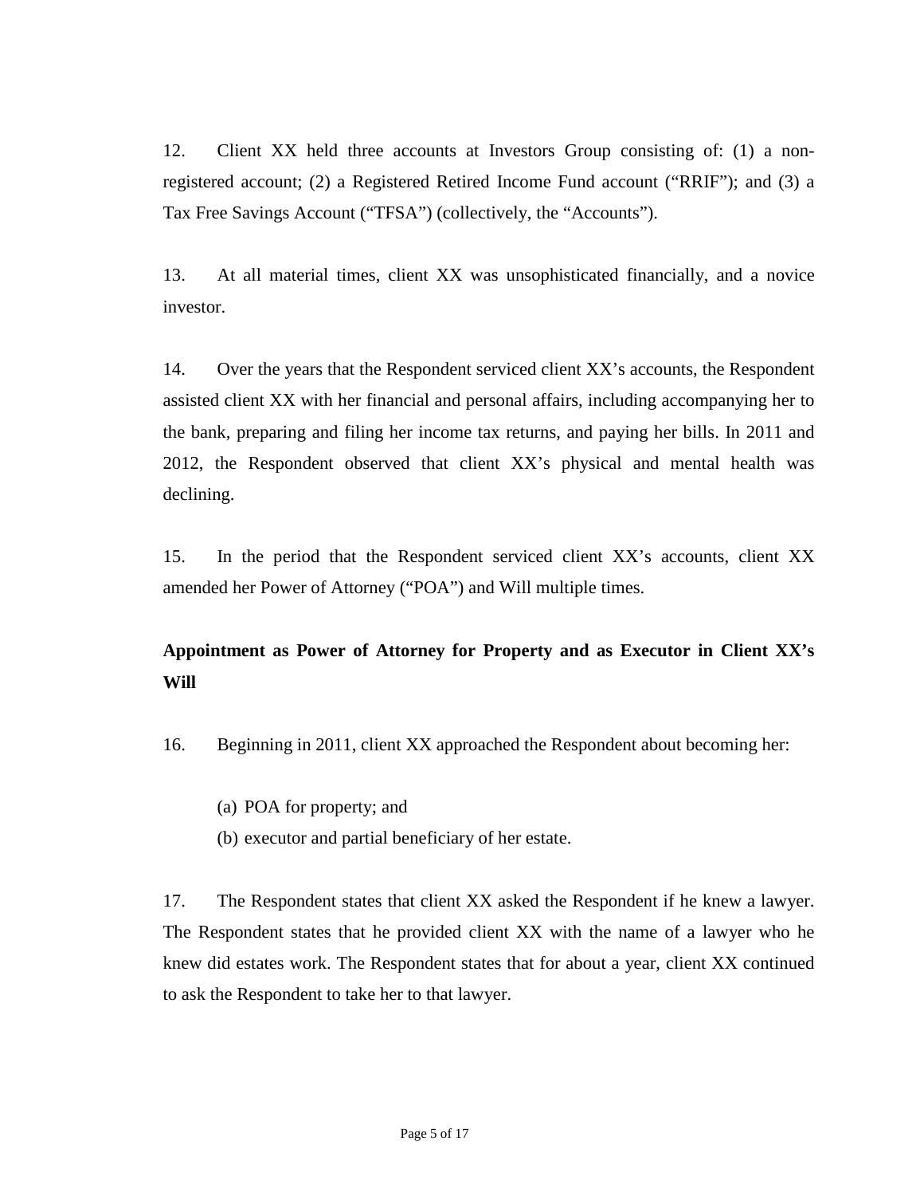12. Client XX held three accounts at Investors Group consisting of: (1) a non-registered account; (2) a Registered Retired Income Fund account ("RRIF"); and (3) a Tax Free Savings Account ("TFSA") (collectively, the "Accounts").

13. At all material times, client XX was unsophisticated financially, and a novice investor.

14. Over the years that the Respondent serviced client XX's accounts, the Respondent assisted client XX with her financial and personal affairs, including accompanying her to the bank, preparing and filing her income tax returns, and paying her bills. In 2011 and 2012, the Respondent observed that client XX's physical and mental health was declining.

15. In the period that the Respondent serviced client XX's accounts, client XX amended her Power of Attorney ("POA") and Will multiple times.

**Appointment as Power of Attorney for Property and as Executor in Client XX's Will**

16. Beginning in 2011, client XX approached the Respondent about becoming her:

(a) POA for property; and
(b) executor and partial beneficiary of her estate.

17. The Respondent states that client XX asked the Respondent if he knew a lawyer. The Respondent states that he provided client XX with the name of a lawyer who he knew did estates work. The Respondent states that for about a year, client XX continued to ask the Respondent to take her to that lawyer.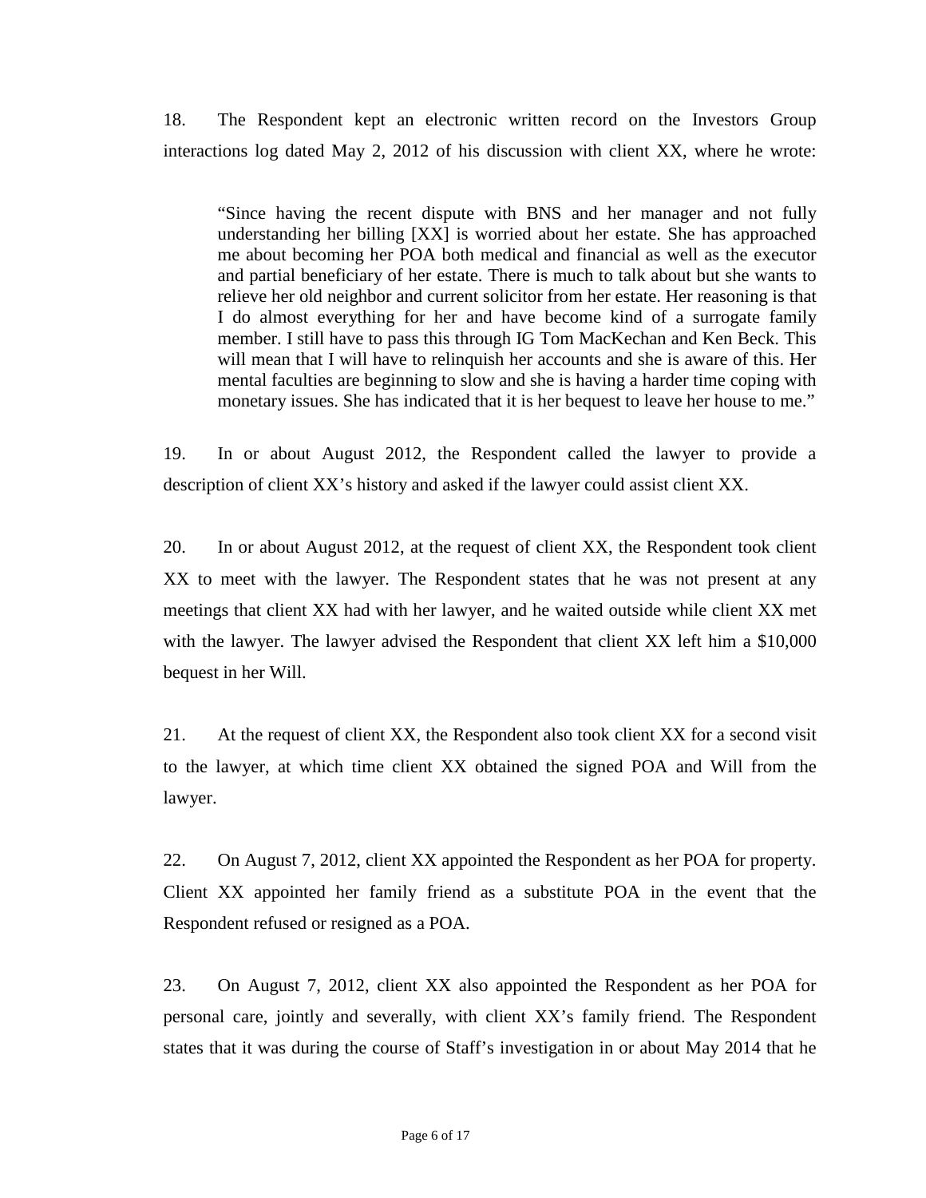18. The Respondent kept an electronic written record on the Investors Group interactions log dated May 2, 2012 of his discussion with client XX, where he wrote:

> "Since having the recent dispute with BNS and her manager and not fully understanding her billing [XX] is worried about her estate. She has approached me about becoming her POA both medical and financial as well as the executor and partial beneficiary of her estate. There is much to talk about but she wants to relieve her old neighbor and current solicitor from her estate. Her reasoning is that I do almost everything for her and have become kind of a surrogate family member. I still have to pass this through IG Tom MacKechan and Ken Beck. This will mean that I will have to relinquish her accounts and she is aware of this. Her mental faculties are beginning to slow and she is having a harder time coping with monetary issues. She has indicated that it is her bequest to leave her house to me."

19. In or about August 2012, the Respondent called the lawyer to provide a description of client XX's history and asked if the lawyer could assist client XX.

20. In or about August 2012, at the request of client XX, the Respondent took client XX to meet with the lawyer. The Respondent states that he was not present at any meetings that client XX had with her lawyer, and he waited outside while client XX met with the lawyer. The lawyer advised the Respondent that client XX left him a $10,000 bequest in her Will.

21. At the request of client XX, the Respondent also took client XX for a second visit to the lawyer, at which time client XX obtained the signed POA and Will from the lawyer.

22. On August 7, 2012, client XX appointed the Respondent as her POA for property. Client XX appointed her family friend as a substitute POA in the event that the Respondent refused or resigned as a POA.

23. On August 7, 2012, client XX also appointed the Respondent as her POA for personal care, jointly and severally, with client XX's family friend. The Respondent states that it was during the course of Staff's investigation in or about May 2014 that he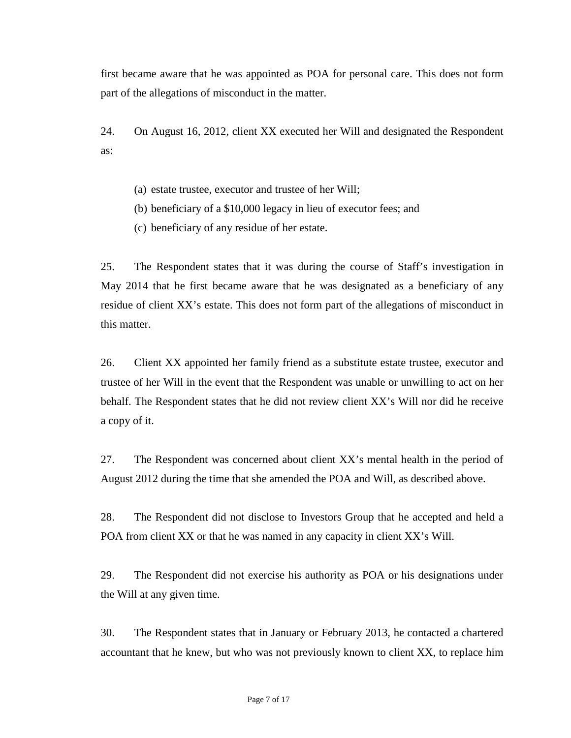first became aware that he was appointed as POA for personal care. This does not form part of the allegations of misconduct in the matter.

24. On August 16, 2012, client XX executed her Will and designated the Respondent as:

(a) estate trustee, executor and trustee of her Will;
(b) beneficiary of a $10,000 legacy in lieu of executor fees; and
(c) beneficiary of any residue of her estate.

25. The Respondent states that it was during the course of Staff's investigation in May 2014 that he first became aware that he was designated as a beneficiary of any residue of client XX's estate. This does not form part of the allegations of misconduct in this matter.

26. Client XX appointed her family friend as a substitute estate trustee, executor and trustee of her Will in the event that the Respondent was unable or unwilling to act on her behalf. The Respondent states that he did not review client XX's Will nor did he receive a copy of it.

27. The Respondent was concerned about client XX's mental health in the period of August 2012 during the time that she amended the POA and Will, as described above.

28. The Respondent did not disclose to Investors Group that he accepted and held a POA from client XX or that he was named in any capacity in client XX's Will.

29. The Respondent did not exercise his authority as POA or his designations under the Will at any given time.

30. The Respondent states that in January or February 2013, he contacted a chartered accountant that he knew, but who was not previously known to client XX, to replace him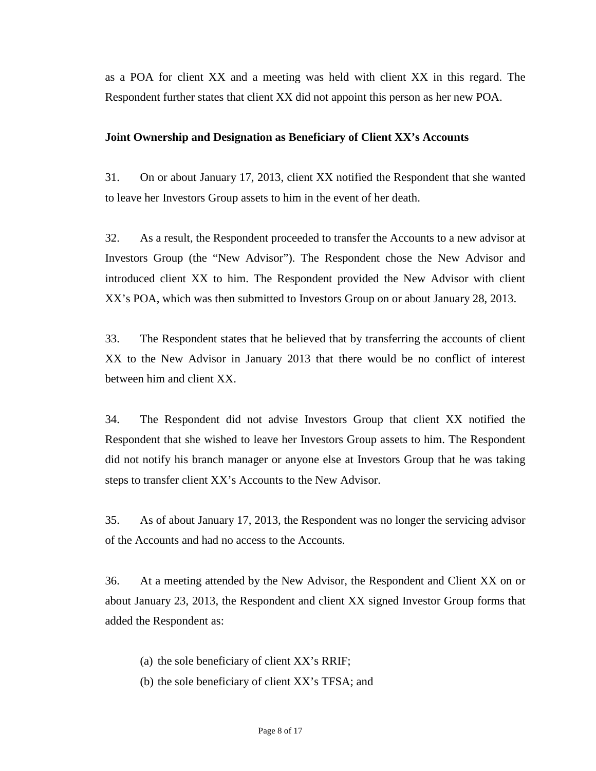as a POA for client XX and a meeting was held with client XX in this regard. The Respondent further states that client XX did not appoint this person as her new POA.

**Joint Ownership and Designation as Beneficiary of Client XX's Accounts**

31. On or about January 17, 2013, client XX notified the Respondent that she wanted to leave her Investors Group assets to him in the event of her death.

32. As a result, the Respondent proceeded to transfer the Accounts to a new advisor at Investors Group (the "New Advisor"). The Respondent chose the New Advisor and introduced client XX to him. The Respondent provided the New Advisor with client XX's POA, which was then submitted to Investors Group on or about January 28, 2013.

33. The Respondent states that he believed that by transferring the accounts of client XX to the New Advisor in January 2013 that there would be no conflict of interest between him and client XX.

34. The Respondent did not advise Investors Group that client XX notified the Respondent that she wished to leave her Investors Group assets to him. The Respondent did not notify his branch manager or anyone else at Investors Group that he was taking steps to transfer client XX's Accounts to the New Advisor.

35. As of about January 17, 2013, the Respondent was no longer the servicing advisor of the Accounts and had no access to the Accounts.

36. At a meeting attended by the New Advisor, the Respondent and Client XX on or about January 23, 2013, the Respondent and client XX signed Investor Group forms that added the Respondent as:

(a) the sole beneficiary of client XX's RRIF;

(b) the sole beneficiary of client XX's TFSA; and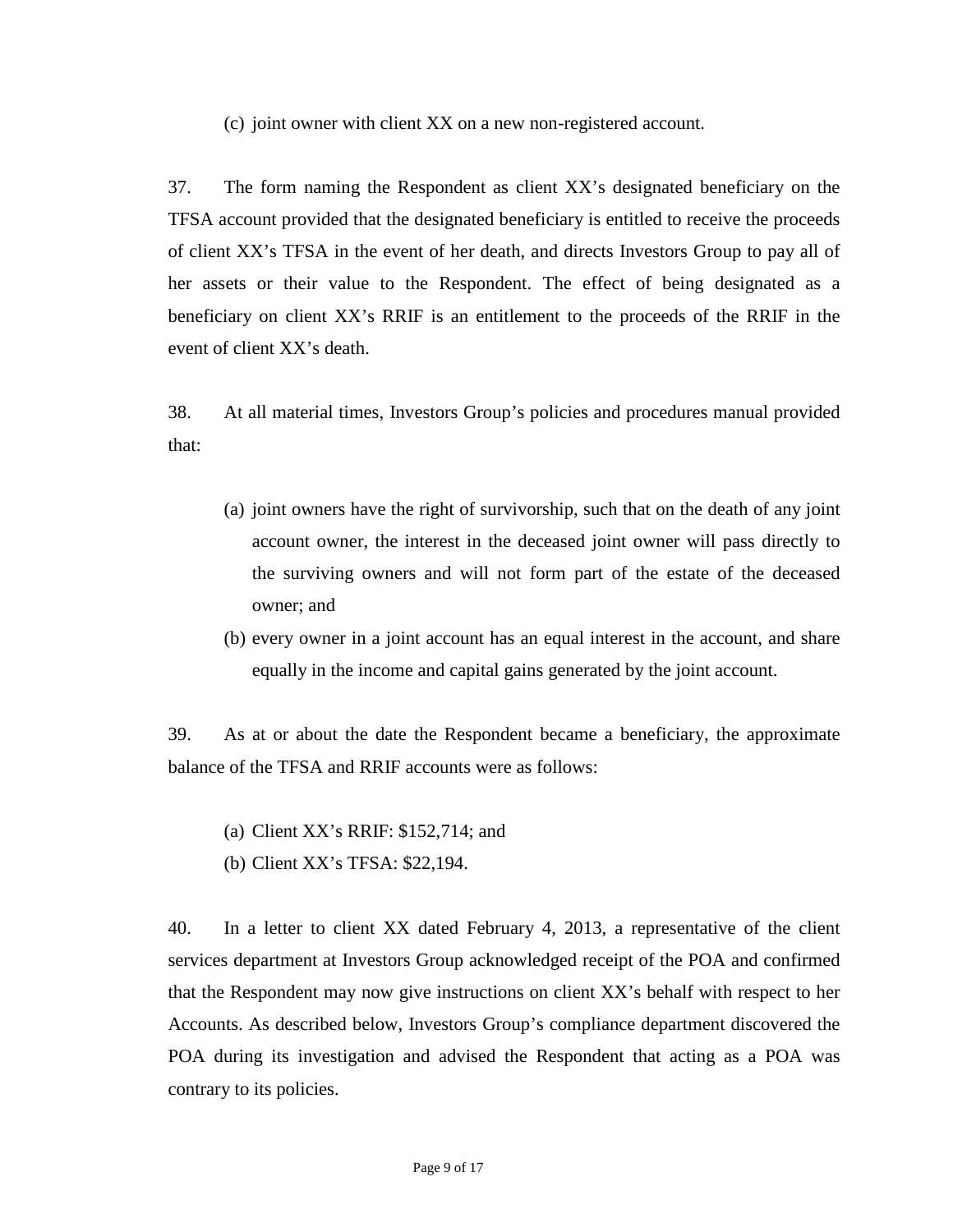(c) joint owner with client XX on a new non-registered account.

37. The form naming the Respondent as client XX's designated beneficiary on the TFSA account provided that the designated beneficiary is entitled to receive the proceeds of client XX's TFSA in the event of her death, and directs Investors Group to pay all of her assets or their value to the Respondent. The effect of being designated as a beneficiary on client XX's RRIF is an entitlement to the proceeds of the RRIF in the event of client XX's death.

38. At all material times, Investors Group's policies and procedures manual provided that:

(a) joint owners have the right of survivorship, such that on the death of any joint account owner, the interest in the deceased joint owner will pass directly to the surviving owners and will not form part of the estate of the deceased owner; and

(b) every owner in a joint account has an equal interest in the account, and share equally in the income and capital gains generated by the joint account.

39. As at or about the date the Respondent became a beneficiary, the approximate balance of the TFSA and RRIF accounts were as follows:

(a) Client XX's RRIF: $152,714; and

(b) Client XX's TFSA: $22,194.

40. In a letter to client XX dated February 4, 2013, a representative of the client services department at Investors Group acknowledged receipt of the POA and confirmed that the Respondent may now give instructions on client XX's behalf with respect to her Accounts. As described below, Investors Group's compliance department discovered the POA during its investigation and advised the Respondent that acting as a POA was contrary to its policies.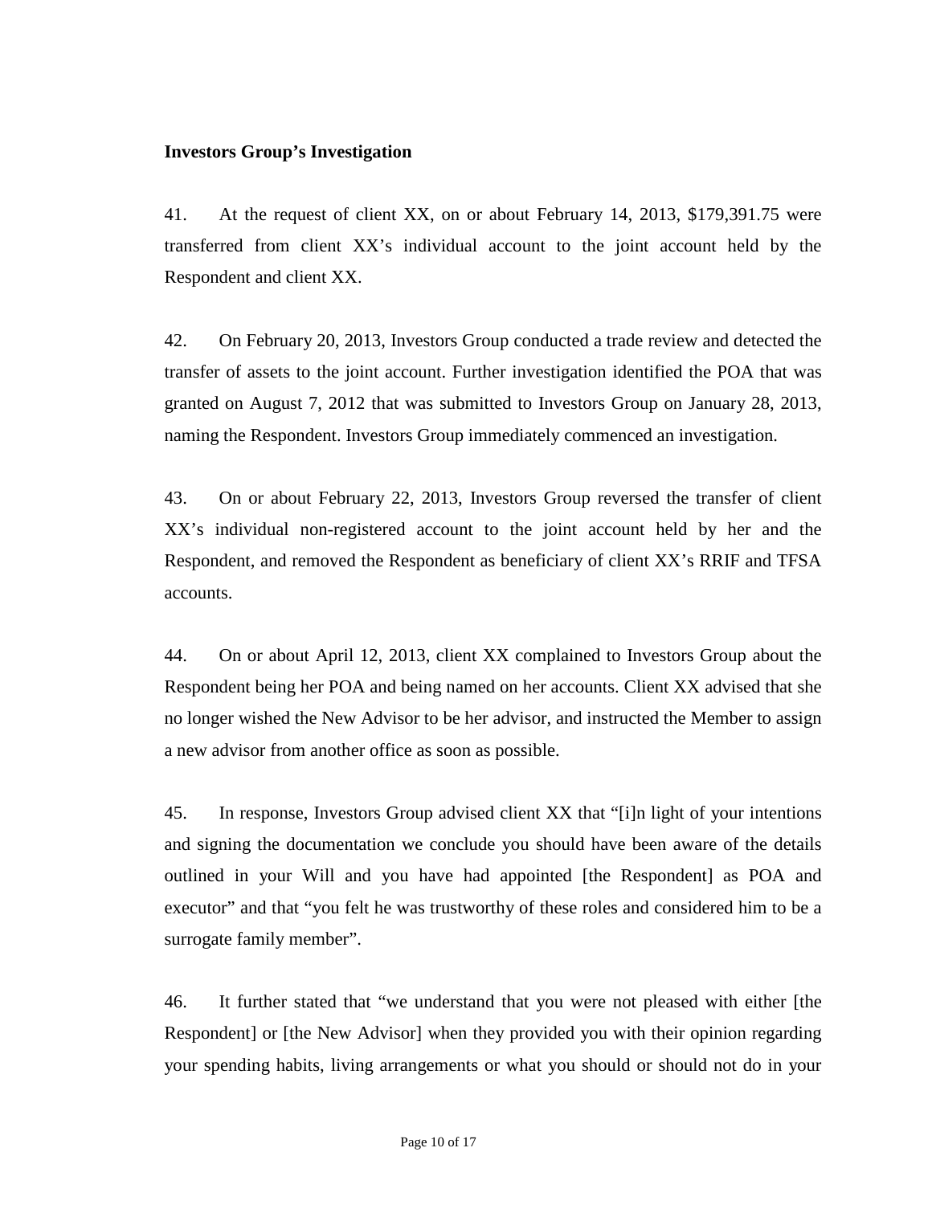**Investors Group's Investigation**

41. At the request of client XX, on or about February 14, 2013, $179,391.75 were transferred from client XX's individual account to the joint account held by the Respondent and client XX.

42. On February 20, 2013, Investors Group conducted a trade review and detected the transfer of assets to the joint account. Further investigation identified the POA that was granted on August 7, 2012 that was submitted to Investors Group on January 28, 2013, naming the Respondent. Investors Group immediately commenced an investigation.

43. On or about February 22, 2013, Investors Group reversed the transfer of client XX's individual non-registered account to the joint account held by her and the Respondent, and removed the Respondent as beneficiary of client XX's RRIF and TFSA accounts.

44. On or about April 12, 2013, client XX complained to Investors Group about the Respondent being her POA and being named on her accounts. Client XX advised that she no longer wished the New Advisor to be her advisor, and instructed the Member to assign a new advisor from another office as soon as possible.

45. In response, Investors Group advised client XX that "[i]n light of your intentions and signing the documentation we conclude you should have been aware of the details outlined in your Will and you have had appointed [the Respondent] as POA and executor" and that "you felt he was trustworthy of these roles and considered him to be a surrogate family member".

46. It further stated that "we understand that you were not pleased with either [the Respondent] or [the New Advisor] when they provided you with their opinion regarding your spending habits, living arrangements or what you should or should not do in your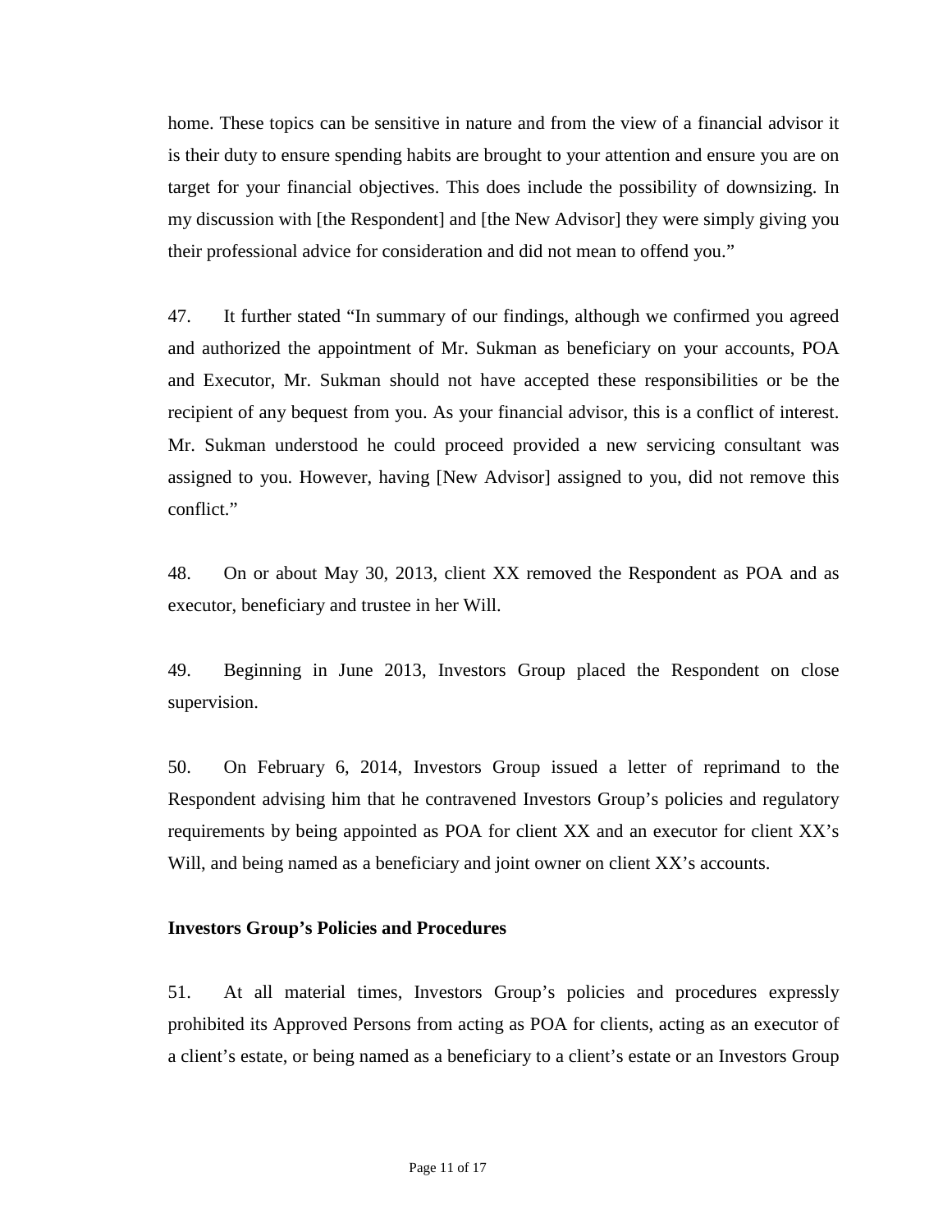home. These topics can be sensitive in nature and from the view of a financial advisor it is their duty to ensure spending habits are brought to your attention and ensure you are on target for your financial objectives. This does include the possibility of downsizing. In my discussion with [the Respondent] and [the New Advisor] they were simply giving you their professional advice for consideration and did not mean to offend you."

47. It further stated "In summary of our findings, although we confirmed you agreed and authorized the appointment of Mr. Sukman as beneficiary on your accounts, POA and Executor, Mr. Sukman should not have accepted these responsibilities or be the recipient of any bequest from you. As your financial advisor, this is a conflict of interest. Mr. Sukman understood he could proceed provided a new servicing consultant was assigned to you. However, having [New Advisor] assigned to you, did not remove this conflict."

48. On or about May 30, 2013, client XX removed the Respondent as POA and as executor, beneficiary and trustee in her Will.

49. Beginning in June 2013, Investors Group placed the Respondent on close supervision.

50. On February 6, 2014, Investors Group issued a letter of reprimand to the Respondent advising him that he contravened Investors Group's policies and regulatory requirements by being appointed as POA for client XX and an executor for client XX's Will, and being named as a beneficiary and joint owner on client XX's accounts.

**Investors Group's Policies and Procedures**

51. At all material times, Investors Group's policies and procedures expressly prohibited its Approved Persons from acting as POA for clients, acting as an executor of a client's estate, or being named as a beneficiary to a client's estate or an Investors Group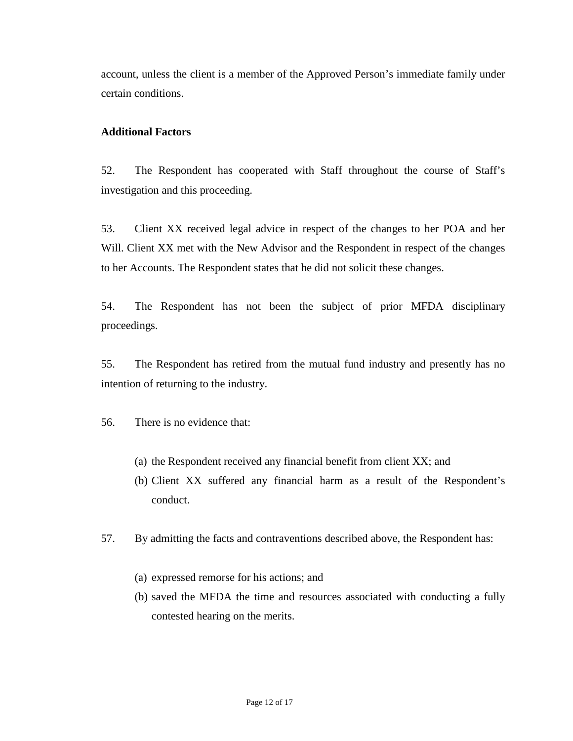account, unless the client is a member of the Approved Person's immediate family under certain conditions.

**Additional Factors**

52. The Respondent has cooperated with Staff throughout the course of Staff's investigation and this proceeding.

53. Client XX received legal advice in respect of the changes to her POA and her Will. Client XX met with the New Advisor and the Respondent in respect of the changes to her Accounts. The Respondent states that he did not solicit these changes.

54. The Respondent has not been the subject of prior MFDA disciplinary proceedings.

55. The Respondent has retired from the mutual fund industry and presently has no intention of returning to the industry.

56. There is no evidence that:

(a) the Respondent received any financial benefit from client XX; and
(b) Client XX suffered any financial harm as a result of the Respondent's conduct.

57. By admitting the facts and contraventions described above, the Respondent has:

(a) expressed remorse for his actions; and
(b) saved the MFDA the time and resources associated with conducting a fully contested hearing on the merits.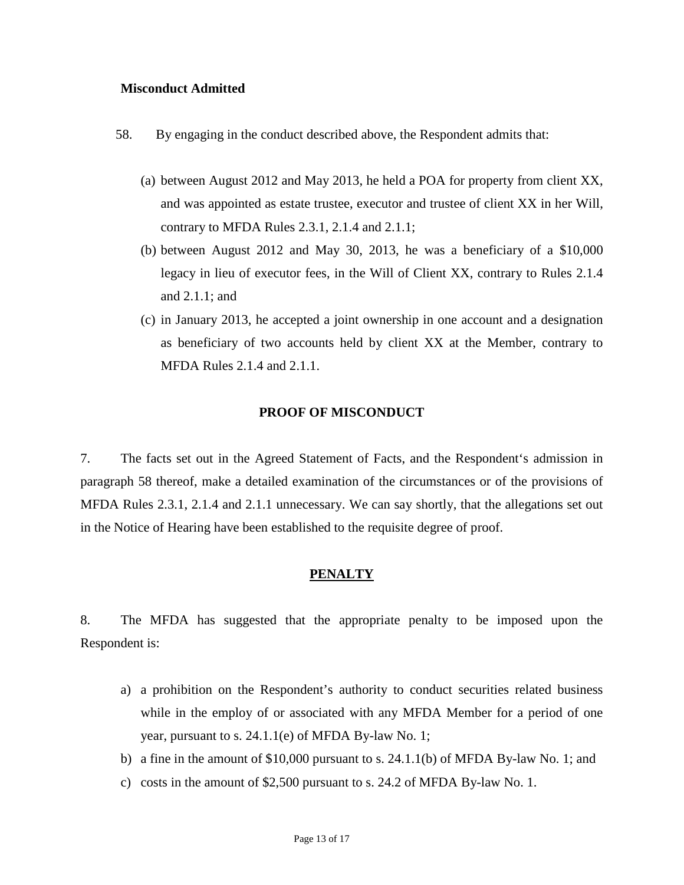**Misconduct Admitted**

58. By engaging in the conduct described above, the Respondent admits that:

(a) between August 2012 and May 2013, he held a POA for property from client XX, and was appointed as estate trustee, executor and trustee of client XX in her Will, contrary to MFDA Rules 2.3.1, 2.1.4 and 2.1.1;

(b) between August 2012 and May 30, 2013, he was a beneficiary of a $10,000 legacy in lieu of executor fees, in the Will of Client XX, contrary to Rules 2.1.4 and 2.1.1; and

(c) in January 2013, he accepted a joint ownership in one account and a designation as beneficiary of two accounts held by client XX at the Member, contrary to MFDA Rules 2.1.4 and 2.1.1.

## PROOF OF MISCONDUCT

7. The facts set out in the Agreed Statement of Facts, and the Respondent's admission in paragraph 58 thereof, make a detailed examination of the circumstances or of the provisions of MFDA Rules 2.3.1, 2.1.4 and 2.1.1 unnecessary. We can say shortly, that the allegations set out in the Notice of Hearing have been established to the requisite degree of proof.

## PENALTY

8. The MFDA has suggested that the appropriate penalty to be imposed upon the Respondent is:

a) a prohibition on the Respondent's authority to conduct securities related business while in the employ of or associated with any MFDA Member for a period of one year, pursuant to s. 24.1.1(e) of MFDA By-law No. 1;
b) a fine in the amount of $10,000 pursuant to s. 24.1.1(b) of MFDA By-law No. 1; and
c) costs in the amount of $2,500 pursuant to s. 24.2 of MFDA By-law No. 1.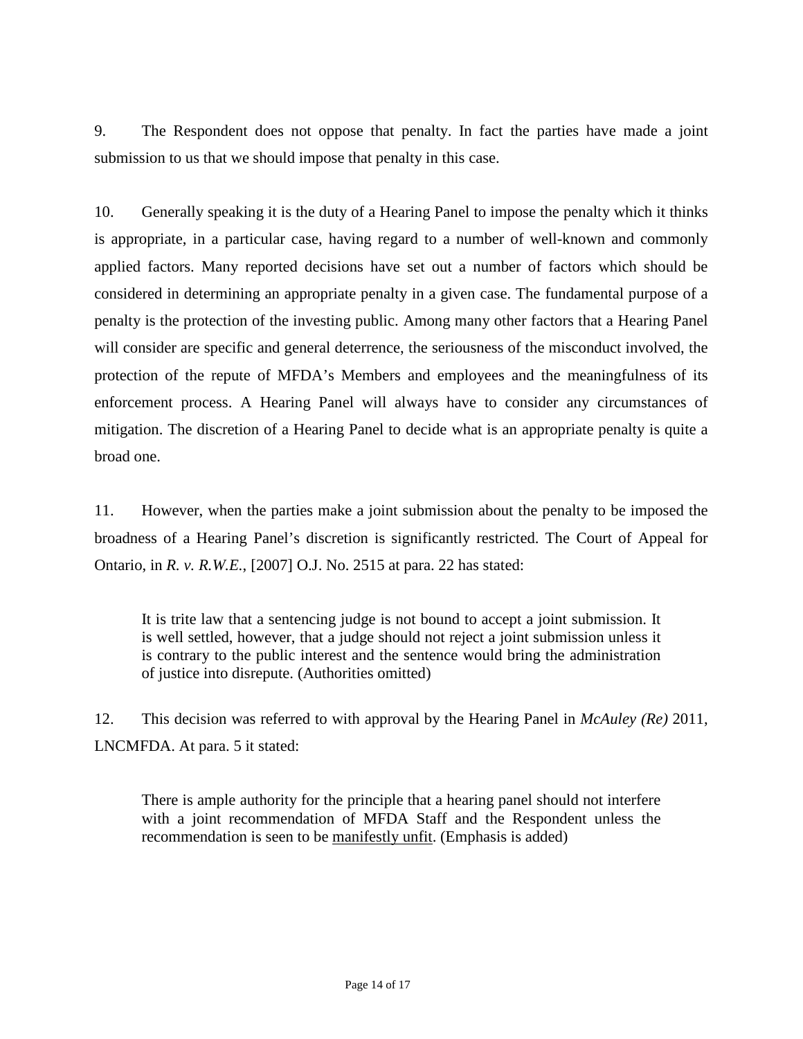9. The Respondent does not oppose that penalty. In fact the parties have made a joint submission to us that we should impose that penalty in this case.

10. Generally speaking it is the duty of a Hearing Panel to impose the penalty which it thinks is appropriate, in a particular case, having regard to a number of well-known and commonly applied factors. Many reported decisions have set out a number of factors which should be considered in determining an appropriate penalty in a given case. The fundamental purpose of a penalty is the protection of the investing public. Among many other factors that a Hearing Panel will consider are specific and general deterrence, the seriousness of the misconduct involved, the protection of the repute of MFDA's Members and employees and the meaningfulness of its enforcement process. A Hearing Panel will always have to consider any circumstances of mitigation. The discretion of a Hearing Panel to decide what is an appropriate penalty is quite a broad one.

11. However, when the parties make a joint submission about the penalty to be imposed the broadness of a Hearing Panel's discretion is significantly restricted. The Court of Appeal for Ontario, in *R. v. R.W.E.*, [2007] O.J. No. 2515 at para. 22 has stated:

> It is trite law that a sentencing judge is not bound to accept a joint submission. It is well settled, however, that a judge should not reject a joint submission unless it is contrary to the public interest and the sentence would bring the administration of justice into disrepute. (Authorities omitted)

12. This decision was referred to with approval by the Hearing Panel in *McAuley (Re)* 2011, LNCMFDA. At para. 5 it stated:

> There is ample authority for the principle that a hearing panel should not interfere with a joint recommendation of MFDA Staff and the Respondent unless the recommendation is seen to be <u>manifestly unfit</u>. (Emphasis is added)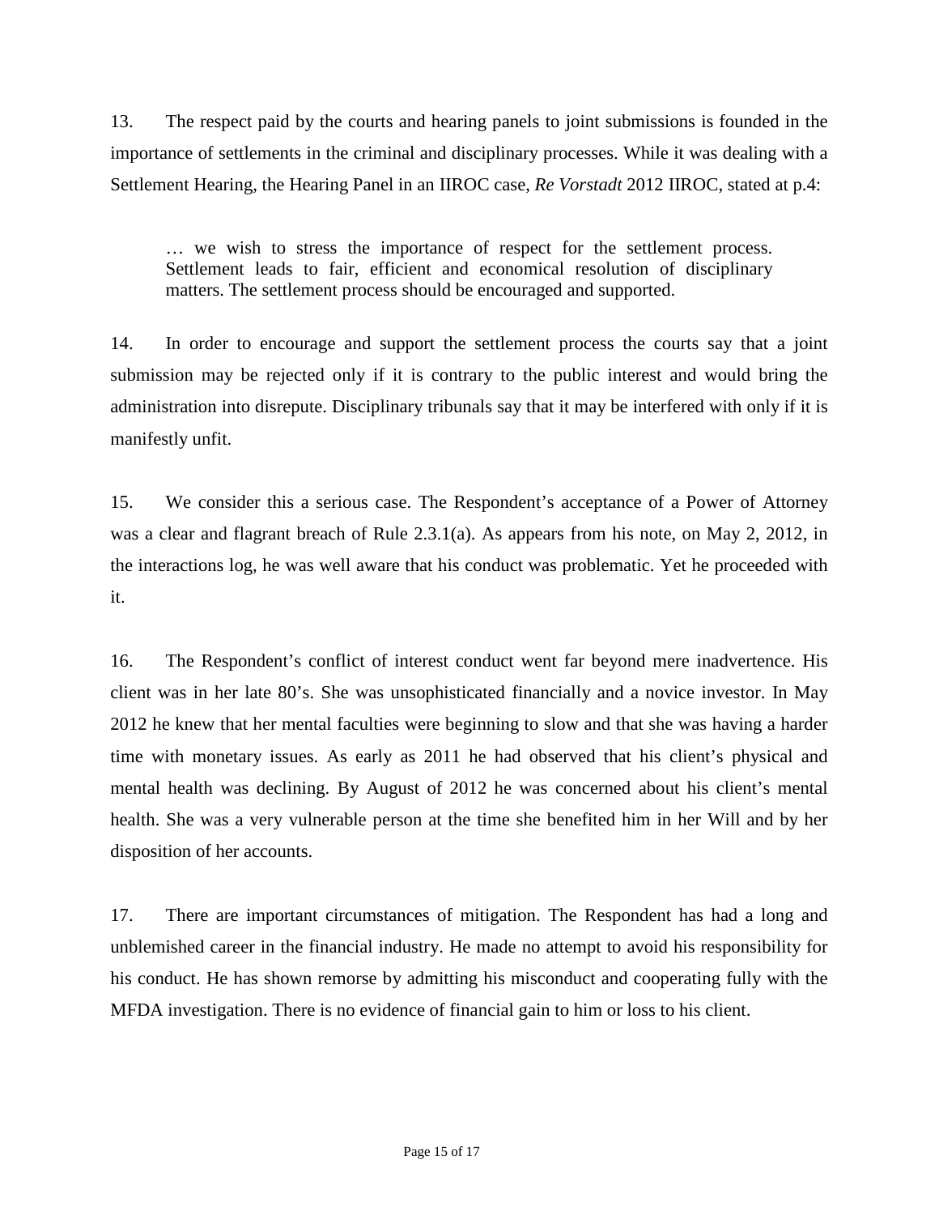13. The respect paid by the courts and hearing panels to joint submissions is founded in the importance of settlements in the criminal and disciplinary processes. While it was dealing with a Settlement Hearing, the Hearing Panel in an IIROC case, *Re Vorstadt* 2012 IIROC, stated at p.4:

> … we wish to stress the importance of respect for the settlement process. Settlement leads to fair, efficient and economical resolution of disciplinary matters. The settlement process should be encouraged and supported.

14. In order to encourage and support the settlement process the courts say that a joint submission may be rejected only if it is contrary to the public interest and would bring the administration into disrepute. Disciplinary tribunals say that it may be interfered with only if it is manifestly unfit.

15. We consider this a serious case. The Respondent's acceptance of a Power of Attorney was a clear and flagrant breach of Rule 2.3.1(a). As appears from his note, on May 2, 2012, in the interactions log, he was well aware that his conduct was problematic. Yet he proceeded with it.

16. The Respondent's conflict of interest conduct went far beyond mere inadvertence. His client was in her late 80's. She was unsophisticated financially and a novice investor. In May 2012 he knew that her mental faculties were beginning to slow and that she was having a harder time with monetary issues. As early as 2011 he had observed that his client's physical and mental health was declining. By August of 2012 he was concerned about his client's mental health. She was a very vulnerable person at the time she benefited him in her Will and by her disposition of her accounts.

17. There are important circumstances of mitigation. The Respondent has had a long and unblemished career in the financial industry. He made no attempt to avoid his responsibility for his conduct. He has shown remorse by admitting his misconduct and cooperating fully with the MFDA investigation. There is no evidence of financial gain to him or loss to his client.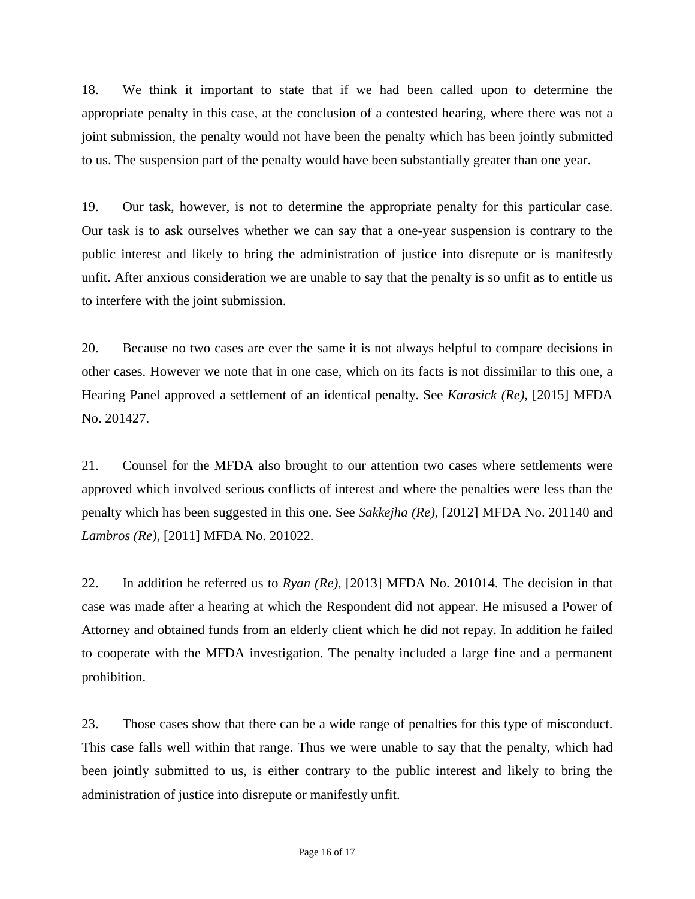18. We think it important to state that if we had been called upon to determine the appropriate penalty in this case, at the conclusion of a contested hearing, where there was not a joint submission, the penalty would not have been the penalty which has been jointly submitted to us. The suspension part of the penalty would have been substantially greater than one year.

19. Our task, however, is not to determine the appropriate penalty for this particular case. Our task is to ask ourselves whether we can say that a one-year suspension is contrary to the public interest and likely to bring the administration of justice into disrepute or is manifestly unfit. After anxious consideration we are unable to say that the penalty is so unfit as to entitle us to interfere with the joint submission.

20. Because no two cases are ever the same it is not always helpful to compare decisions in other cases. However we note that in one case, which on its facts is not dissimilar to this one, a Hearing Panel approved a settlement of an identical penalty. See *Karasick (Re)*, [2015] MFDA No. 201427.

21. Counsel for the MFDA also brought to our attention two cases where settlements were approved which involved serious conflicts of interest and where the penalties were less than the penalty which has been suggested in this one. See *Sakkejha (Re)*, [2012] MFDA No. 201140 and *Lambros (Re)*, [2011] MFDA No. 201022.

22. In addition he referred us to *Ryan (Re)*, [2013] MFDA No. 201014. The decision in that case was made after a hearing at which the Respondent did not appear. He misused a Power of Attorney and obtained funds from an elderly client which he did not repay. In addition he failed to cooperate with the MFDA investigation. The penalty included a large fine and a permanent prohibition.

23. Those cases show that there can be a wide range of penalties for this type of misconduct. This case falls well within that range. Thus we were unable to say that the penalty, which had been jointly submitted to us, is either contrary to the public interest and likely to bring the administration of justice into disrepute or manifestly unfit.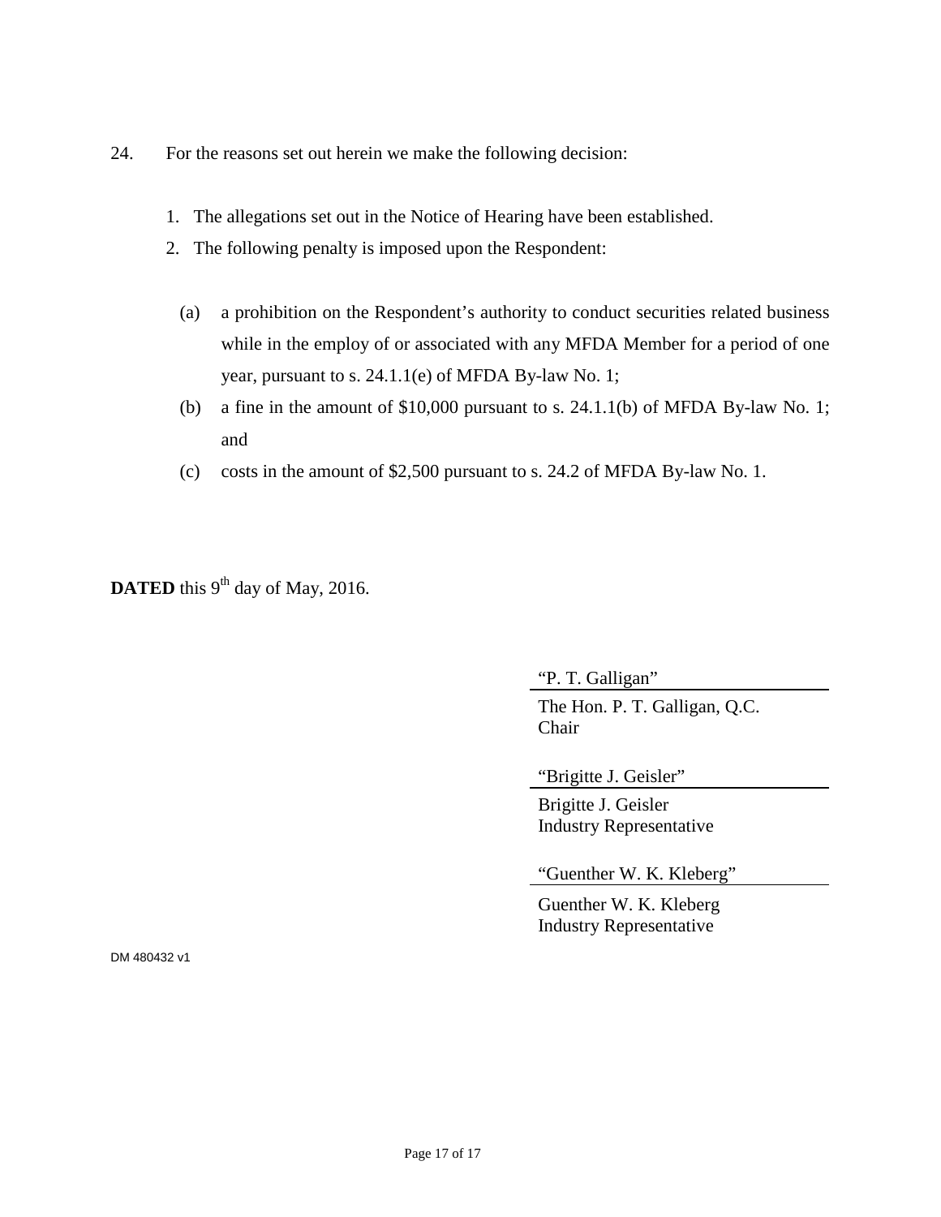24. For the reasons set out herein we make the following decision:

1. The allegations set out in the Notice of Hearing have been established.
2. The following penalty is imposed upon the Respondent:

   (a) a prohibition on the Respondent's authority to conduct securities related business while in the employ of or associated with any MFDA Member for a period of one year, pursuant to s. 24.1.1(e) of MFDA By-law No. 1;

   (b) a fine in the amount of $10,000 pursuant to s. 24.1.1(b) of MFDA By-law No. 1; and

   (c) costs in the amount of $2,500 pursuant to s. 24.2 of MFDA By-law No. 1.

**DATED** this 9th day of May, 2016.

"P. T. Galligan"
The Hon. P. T. Galligan, Q.C.
Chair

"Brigitte J. Geisler"
Brigitte J. Geisler
Industry Representative

"Guenther W. K. Kleberg"
Guenther W. K. Kleberg
Industry Representative

DM 480432 v1